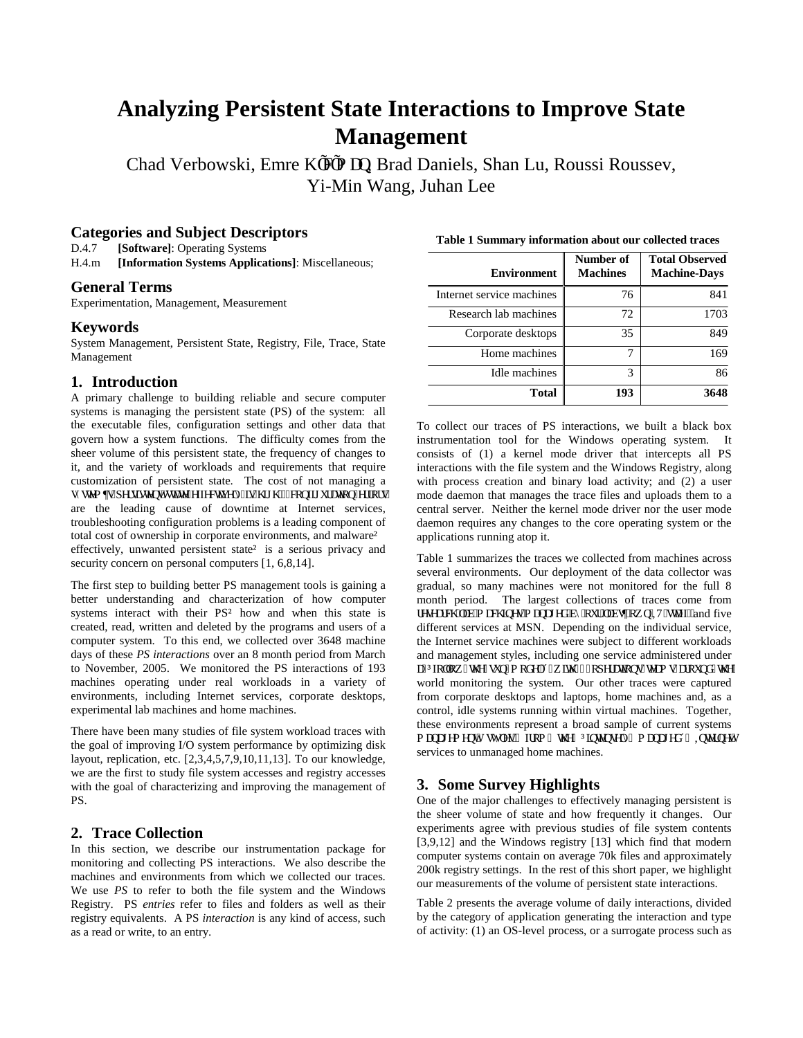# Analyzing Persistent State Interactions to Improve State Management

Chad Verbowski, Emre Kıcıman, Brad Daniels, Shan Lu, Roussi Roussev, Yi-Min Wang, Juhan Lee

## Categories and Subject Descriptors

D.4.7 **[Software]**: Operating Systems

H.4.m **[Information Systems Applications]**: Miscellaneous;

## General Terms

Experimentation, Management, Measurement

## Keywords

System Management, Persistent State, Registry, File, Trace, State Management

## 1. Introduction

A primary challenge to building reliable and secure computer systems is managing the persistent state (PS) of the system: all the executable files, configuration settings and other data that govern how a system functions. The difficulty comes from the sheer volume of this persistent state, the frequency of changes to it, and the variety of workloads and requirements that require customization of persistent state. The cost of not managing a system's persistent state effectively is high: configuration errors are the leading cause of downtime at Internet services, troubleshooting configuration problems is a leading component of total cost of ownership in corporate environments, and malware—effectively, unwanted persistent state—is a serious privacy and security concern on personal computers [1, 6,8,14].

The first step to building better PS management tools is gaining a better understanding and characterization of how computer systems interact with their PS—how and when this state is created, read, written and deleted by the programs and users of a computer system. To this end, we collected over 3648 machine days of these *PS interactions* over an 8 month period from March to November, 2005. We monitored the PS interactions of 193 machines operating under real workloads in a variety of environments, including Internet services, corporate desktops, experimental lab machines and home machines.

There have been many studies of file system workload traces with the goal of improving I/O system performance by optimizing disk layout, replication, etc. [2,3,4,5,7,9,10,11,13]. To our knowledge, we are the first to study file system accesses and registry accesses with the goal of characterizing and improving the management of PS.

## 2. Trace Collection

In this section, we describe our instrumentation package for monitoring and collecting PS interactions. We also describe the machines and environments from which we collected our traces. We use *PS* to refer to both the file system and the Windows Registry. PS *entries* refer to files and folders as well as their registry equivalents. A PS *interaction* is any kind of access, such as a read or write, to an entry.

**Table 1 Summary information about our collected traces**

| Environment | Number of Machines | Total Observed Machine-Days |
|---|---|---|
| Internet service machines | 76 | 841 |
| Research lab machines | 72 | 1703 |
| Corporate desktops | 35 | 849 |
| Home machines | 7 | 169 |
| Idle machines | 3 | 86 |
| **Total** | **193** | **3648** |

To collect our traces of PS interactions, we built a black box instrumentation tool for the Windows operating system. It consists of (1) a kernel mode driver that intercepts all PS interactions with the file system and the Windows Registry, along with process creation and binary load activity; and (2) a user mode daemon that manages the trace files and uploads them to a central server. Neither the kernel mode driver nor the user mode daemon requires any changes to the core operating system or the applications running atop it.

Table 1 summarizes the traces we collected from machines across several environments. Our deployment of the data collector was gradual, so many machines were not monitored for the full 8 month period. The largest collections of traces come from research lab machines managed by our lab's own IT staff, and five different services at MSN. Depending on the individual service, the Internet service machines were subject to different workloads and management styles, including one service administered under a "follow the sun" model, with operations teams around the world monitoring the system. Our other traces were captured from corporate desktops and laptops, home machines and, as a control, idle systems running within virtual machines. Together, these environments represent a broad sample of current systems management styles, from the "intensely managed" Internet services to unmanaged home machines.

## 3. Some Survey Highlights

One of the major challenges to effectively managing persistent is the sheer volume of state and how frequently it changes. Our experiments agree with previous studies of file system contents [3,9,12] and the Windows registry [13] which find that modern computer systems contain on average 70k files and approximately 200k registry settings. In the rest of this short paper, we highlight our measurements of the volume of persistent state interactions.

Table 2 presents the average volume of daily interactions, divided by the category of application generating the interaction and type of activity: (1) an OS-level process, or a surrogate process such as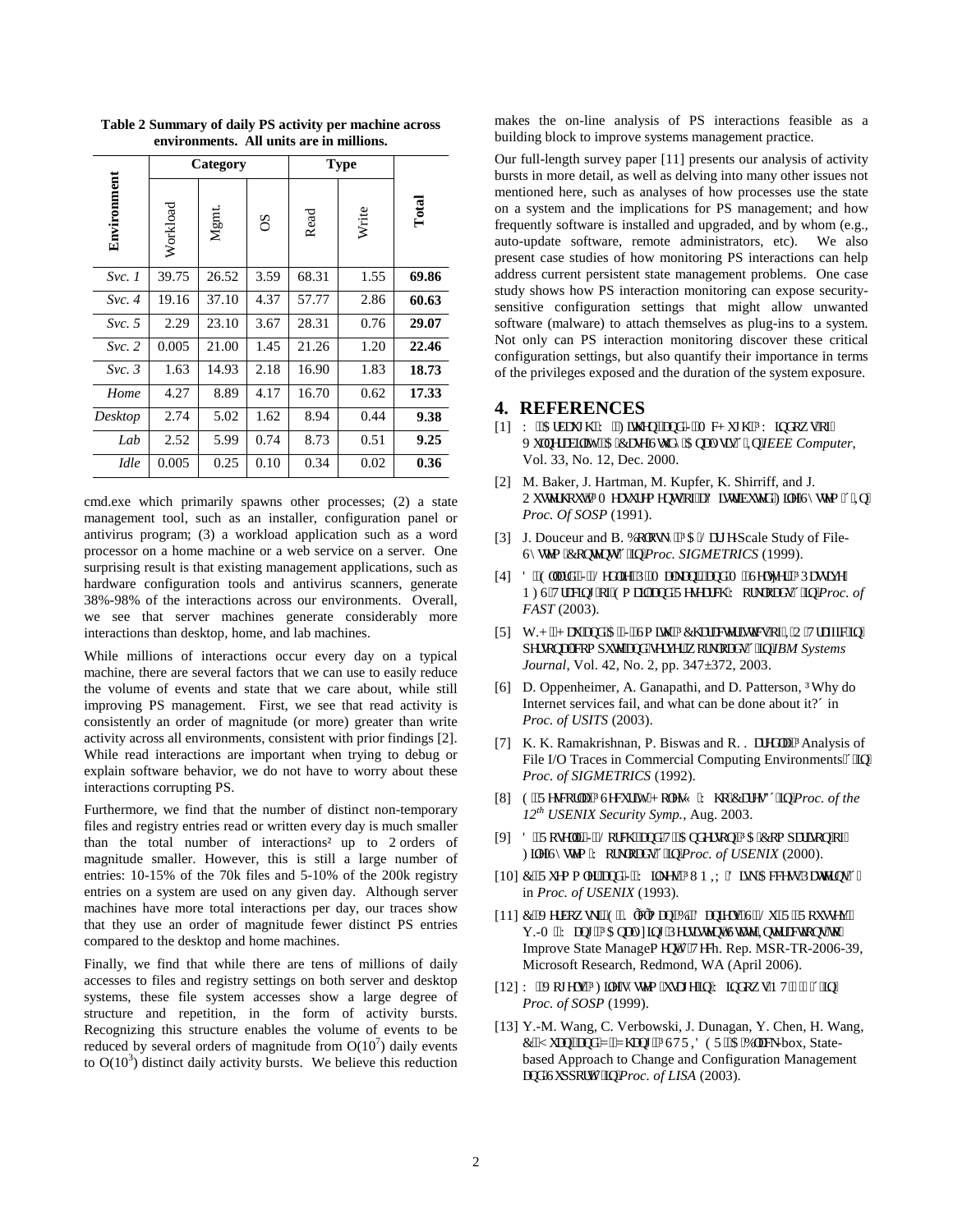**Table 2 Summary of daily PS activity per machine across environments. All units are in millions.**

| Environment | Category | | | Type | | Total |
|---|---|---|---|---|---|---|
| | Workload | Mgmt. | OS | Read | Write | |
| *Svc. 1* | 39.75 | 26.52 | 3.59 | 68.31 | 1.55 | **69.86** |
| *Svc. 4* | 19.16 | 37.10 | 4.37 | 57.77 | 2.86 | **60.63** |
| *Svc. 5* | 2.29 | 23.10 | 3.67 | 28.31 | 0.76 | **29.07** |
| *Svc. 2* | 0.005 | 21.00 | 1.45 | 21.26 | 1.20 | **22.46** |
| *Svc. 3* | 1.63 | 14.93 | 2.18 | 16.90 | 1.83 | **18.73** |
| *Home* | 4.27 | 8.89 | 4.17 | 16.70 | 0.62 | **17.33** |
| *Desktop* | 2.74 | 5.02 | 1.62 | 8.94 | 0.44 | **9.38** |
| *Lab* | 2.52 | 5.99 | 0.74 | 8.73 | 0.51 | **9.25** |
| *Idle* | 0.005 | 0.25 | 0.10 | 0.34 | 0.02 | **0.36** |

cmd.exe which primarily spawns other processes; (2) a state management tool, such as an installer, configuration panel or antivirus program; (3) a workload application such as a word processor on a home machine or a web service on a server. One surprising result is that existing management applications, such as hardware configuration tools and antivirus scanners, generate 38%-98% of the interactions across our environments. Overall, we see that server machines generate considerably more interactions than desktop, home, and lab machines.

While millions of interactions occur every day on a typical machine, there are several factors that we can use to easily reduce the volume of events and state that we care about, while still improving PS management. First, we see that read activity is consistently an order of magnitude (or more) greater than write activity across all environments, consistent with prior findings [2]. While read interactions are important when trying to debug or explain software behavior, we do not have to worry about these interactions corrupting PS.

Furthermore, we find that the number of distinct non-temporary files and registry entries read or written every day is much smaller than the total number of interactions² up to 2 orders of magnitude smaller. However, this is still a large number of entries: 10-15% of the 70k files and 5-10% of the 200k registry entries on a system are used on any given day. Although server machines have more total interactions per day, our traces show that they use an order of magnitude fewer distinct PS entries compared to the desktop and home machines.

Finally, we find that while there are tens of millions of daily accesses to files and registry settings on both server and desktop systems, these file system accesses show a large degree of structure and repetition, in the form of activity bursts. Recognizing this structure enables the volume of events to be reduced by several orders of magnitude from $O(10^7)$ daily events to $O(10^3)$ distinct daily activity bursts. We believe this reduction makes the on-line analysis of PS interactions feasible as a building block to improve systems management practice.

Our full-length survey paper [11] presents our analysis of activity bursts in more detail, as well as delving into many other issues not mentioned here, such as analyses of how processes use the state on a system and the implications for PS management; and how frequently software is installed and upgraded, and by whom (e.g., auto-update software, remote administrators, etc). We also present case studies of how monitoring PS interactions can help address current persistent state management problems. One case study shows how PS interaction monitoring can expose security-sensitive configuration settings that might allow unwanted software (malware) to attach themselves as plug-ins to a system. Not only can PS interaction monitoring discover these critical configuration settings, but also quantify their importance in terms of the privileges exposed and the duration of the system exposure.

## 4. REFERENCES

[1] W. A. Arbaugh, W. L. Fithen, and J. McHugh, "Windows of Vulnerability: A Case Study Analysis," in *IEEE Computer*, Vol. 33, No. 12, Dec. 2000.

[2] M. Baker, J. Hartman, M. Kupfer, K. Shirriff, and J. Ousterhout, "Measurements of a Distributed File System," in *Proc. Of SOSP* (1991).

[3] J. Douceur and B. Bolosky, "A Large-Scale Study of File-System Contents," in *Proc. SIGMETRICS* (1999).

[4] D. Ellard, J. Ledlie, P. Malkani, and M. Seltzer, "Passive NFS Tracing of Email and Research Workloads," in *Proc. of FAST* (2003).

[5] W.W. Hsu and A. J. Smith, "Characteristics of I/O traffic in personal computer and server workloads," in *IBM Systems Journal*, Vol. 42, No. 2, pp. 347–372, 2003.

[6] D. Oppenheimer, A. Ganapathi, and D. Patterson, "Why do Internet services fail, and what can be done about it?" in *Proc. of USITS* (2003).

[7] K. K. Ramakrishnan, P. Biswas and R. Karedla, "Analysis of File I/O Traces in Commercial Computing Environments," in *Proc. of SIGMETRICS* (1992).

[8] E. Rescorla, "Security Holes… Who Cares?" in *Proc. of the 12th USENIX Security Symp.*, Aug. 2003.

[9] D. Roselli, J. Lorch and T. Anderson, "A Comparison of File System Workloads," in *Proc. of USENIX* (2000).

[10] C. Ruemmler and J. Wilkes, "UNIX Disk Access Patterns," in *Proc. of USENIX* (1993).

[11] C. Verbowski, E. Kıcıman, B. Daniels, S. Lu, R. Roussev, Y.-M. Wang, "Analyzing Persistent State Interactions to Improve State Management", Tech. Rep. MSR-TR-2006-39, Microsoft Research, Redmond, WA (April 2006).

[12] W. Vogels, "File system usage in Windows NT 4.0," in *Proc. of SOSP* (1999).

[13] Y.-M. Wang, C. Verbowski, J. Dunagan, Y. Chen, H. Wang, C. Yuan, and Z. Zhang, "STRIDER: A Black-box, State-based Approach to Change and Configuration Management and Support," in *Proc. of LISA* (2003).